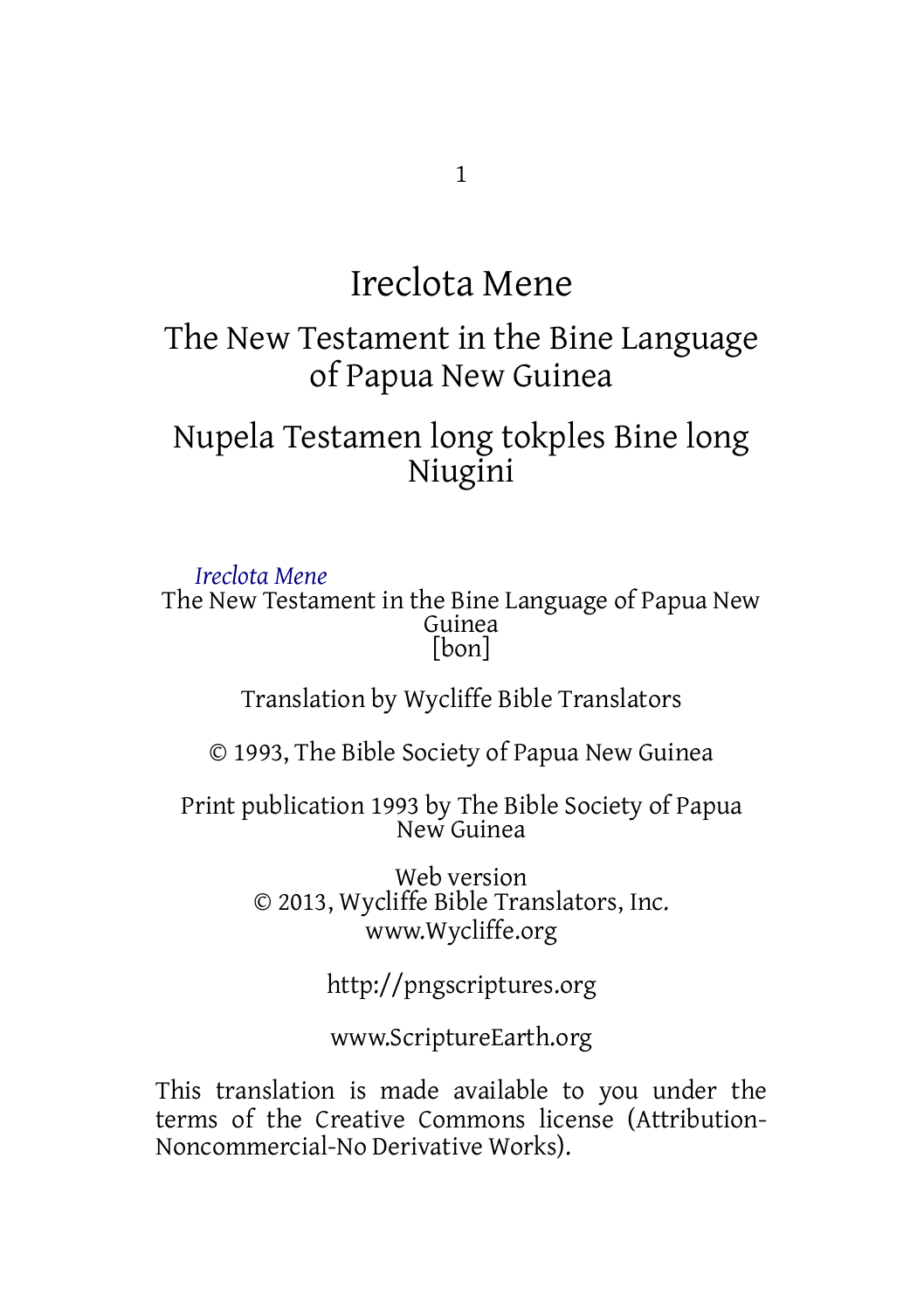# Ireclota Mene

## The New Testament in the Bine Language of Papua New Guinea

## Nupela Testamen long tokples Bine long Niugini

*Ireclota Mene*
The New Testament in the Bine Language of Papua New Guinea
[bon]

Translation by Wycliffe Bible Translators

© 1993, The Bible Society of Papua New Guinea

Print publication 1993 by The Bible Society of Papua New Guinea

Web version
© 2013, Wycliffe Bible Translators, Inc.
www.Wycliffe.org

http://pngscriptures.org

www.ScriptureEarth.org

This translation is made available to you under the terms of the Creative Commons license (Attribution-Noncommercial-No Derivative Works).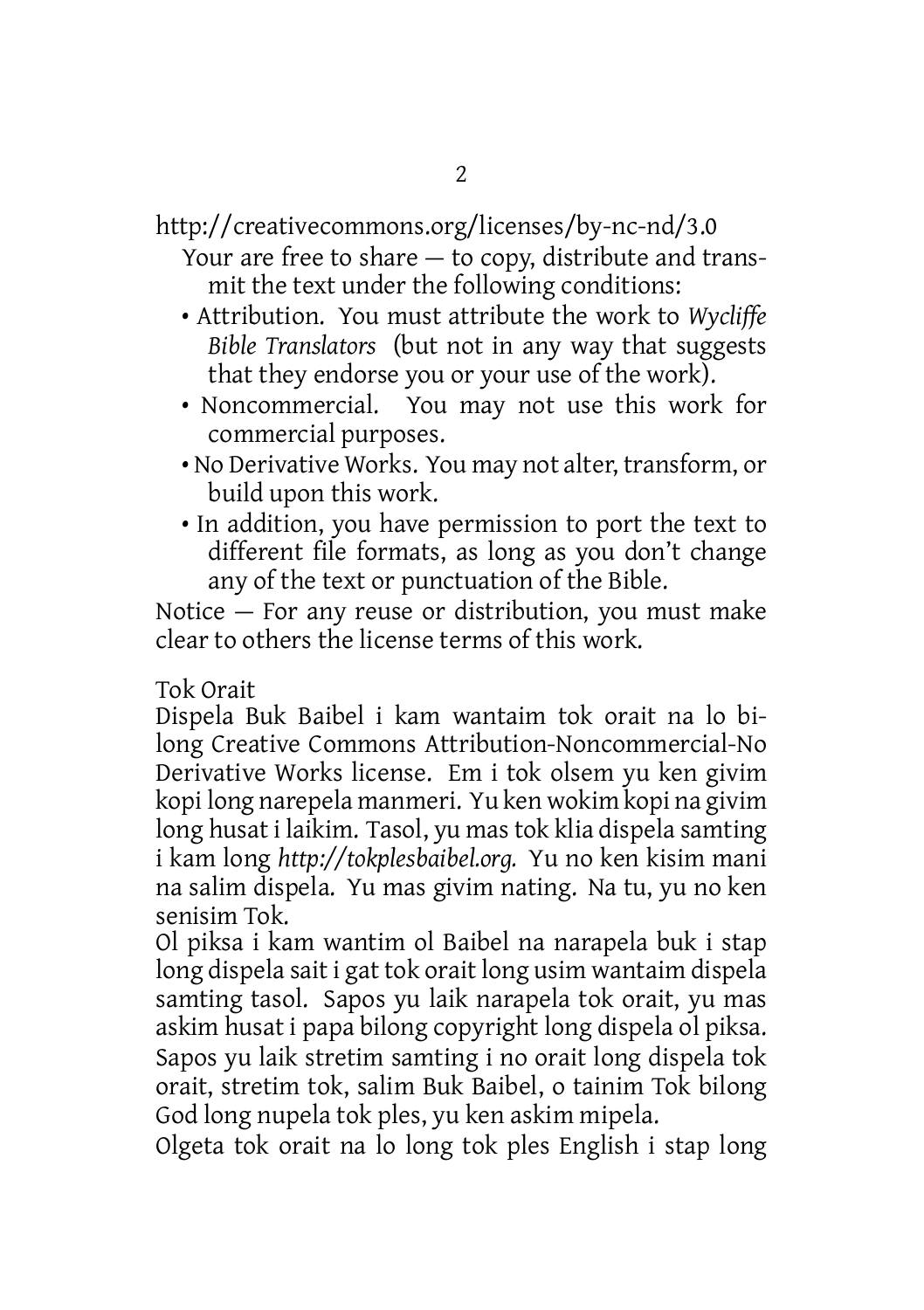http://creativecommons.org/licenses/by-nc-nd/3.0

Your are free to share — to copy, distribute and transmit the text under the following conditions:

- Attribution. You must attribute the work to *Wycliffe Bible Translators* (but not in any way that suggests that they endorse you or your use of the work).
- Noncommercial. You may not use this work for commercial purposes.
- No Derivative Works. You may not alter, transform, or build upon this work.
- In addition, you have permission to port the text to different file formats, as long as you don't change any of the text or punctuation of the Bible.

Notice — For any reuse or distribution, you must make clear to others the license terms of this work.

Tok Orait

Dispela Buk Baibel i kam wantaim tok orait na lo bilong Creative Commons Attribution-Noncommercial-No Derivative Works license. Em i tok olsem yu ken givim kopi long narepela manmeri. Yu ken wokim kopi na givim long husat i laikim. Tasol, yu mas tok klia dispela samting i kam long *http://tokplesbaibel.org.* Yu no ken kisim mani na salim dispela. Yu mas givim nating. Na tu, yu no ken senisim Tok.

Ol piksa i kam wantim ol Baibel na narapela buk i stap long dispela sait i gat tok orait long usim wantaim dispela samting tasol. Sapos yu laik narapela tok orait, yu mas askim husat i papa bilong copyright long dispela ol piksa. Sapos yu laik stretim samting i no orait long dispela tok orait, stretim tok, salim Buk Baibel, o tainim Tok bilong God long nupela tok ples, yu ken askim mipela.

Olgeta tok orait na lo long tok ples English i stap long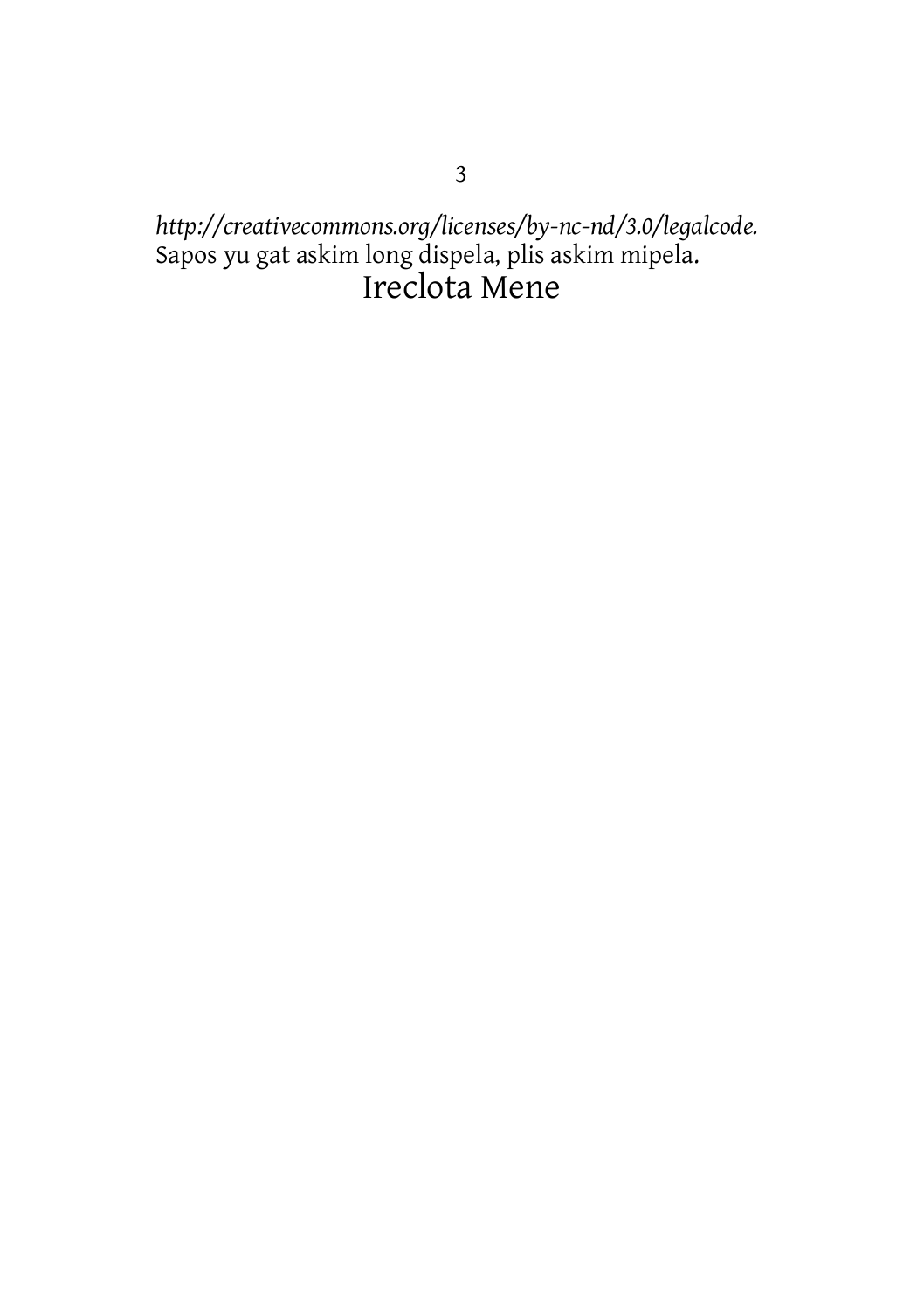*http://creativecommons.org/licenses/by-nc-nd/3.0/legalcode.*
Sapos yu gat askim long dispela, plis askim mipela.

Ireclota Mene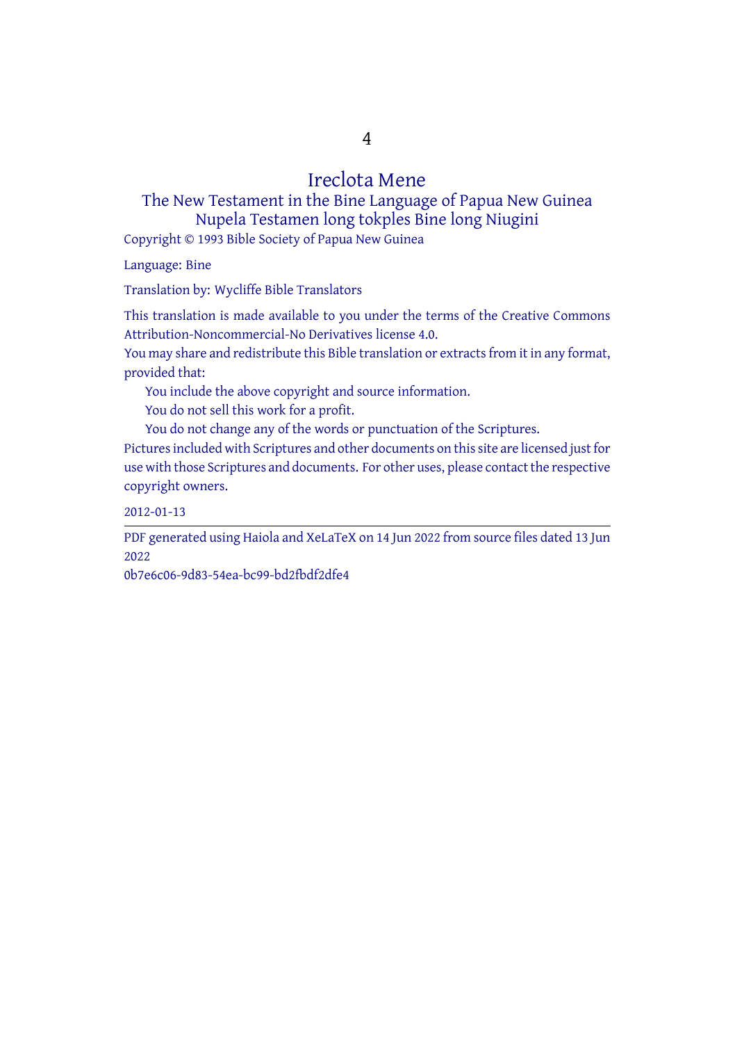# Ireclota Mene

## The New Testament in the Bine Language of Papua New Guinea
## Nupela Testamen long tokples Bine long Niugini

Copyright © 1993 Bible Society of Papua New Guinea

Language: Bine

Translation by: Wycliffe Bible Translators

This translation is made available to you under the terms of the Creative Commons Attribution-Noncommercial-No Derivatives license 4.0.

You may share and redistribute this Bible translation or extracts from it in any format, provided that:

You include the above copyright and source information.

You do not sell this work for a profit.

You do not change any of the words or punctuation of the Scriptures.

Pictures included with Scriptures and other documents on this site are licensed just for use with those Scriptures and documents. For other uses, please contact the respective copyright owners.

2012-01-13

---

PDF generated using Haiola and XeLaTeX on 14 Jun 2022 from source files dated 13 Jun 2022

0b7e6c06-9d83-54ea-bc99-bd2fbdf2dfe4